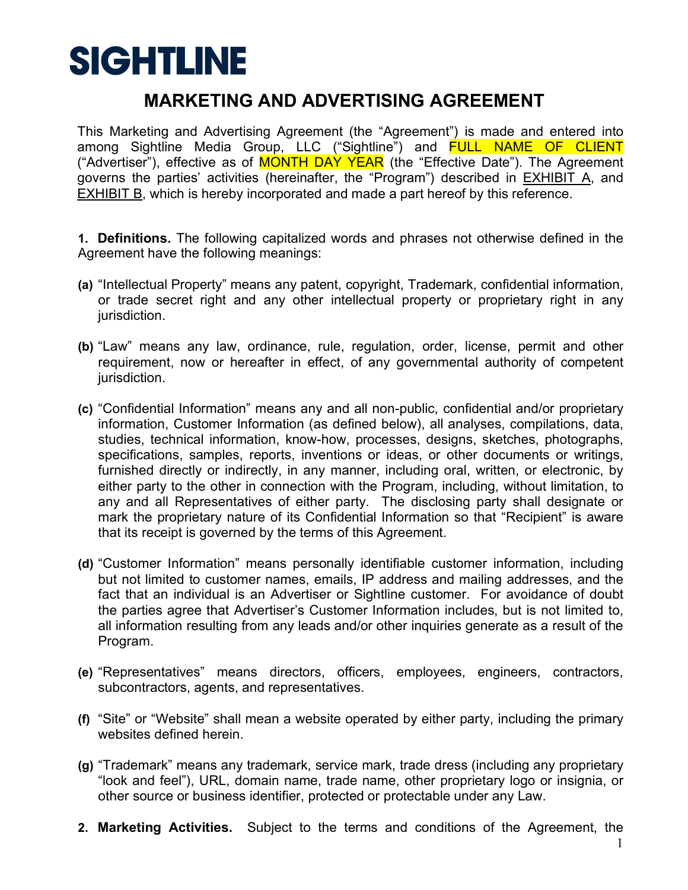**SIGHTLINE**

# MARKETING AND ADVERTISING AGREEMENT

This Marketing and Advertising Agreement (the "Agreement") is made and entered into among Sightline Media Group, LLC ("Sightline") and FULL NAME OF CLIENT ("Advertiser"), effective as of MONTH DAY YEAR (the "Effective Date"). The Agreement governs the parties' activities (hereinafter, the "Program") described in EXHIBIT A, and EXHIBIT B, which is hereby incorporated and made a part hereof by this reference.

**1. Definitions.** The following capitalized words and phrases not otherwise defined in the Agreement have the following meanings:

**(a)** "Intellectual Property" means any patent, copyright, Trademark, confidential information, or trade secret right and any other intellectual property or proprietary right in any jurisdiction.

**(b)** "Law" means any law, ordinance, rule, regulation, order, license, permit and other requirement, now or hereafter in effect, of any governmental authority of competent jurisdiction.

**(c)** "Confidential Information" means any and all non-public, confidential and/or proprietary information, Customer Information (as defined below), all analyses, compilations, data, studies, technical information, know-how, processes, designs, sketches, photographs, specifications, samples, reports, inventions or ideas, or other documents or writings, furnished directly or indirectly, in any manner, including oral, written, or electronic, by either party to the other in connection with the Program, including, without limitation, to any and all Representatives of either party. The disclosing party shall designate or mark the proprietary nature of its Confidential Information so that "Recipient" is aware that its receipt is governed by the terms of this Agreement.

**(d)** "Customer Information" means personally identifiable customer information, including but not limited to customer names, emails, IP address and mailing addresses, and the fact that an individual is an Advertiser or Sightline customer. For avoidance of doubt the parties agree that Advertiser's Customer Information includes, but is not limited to, all information resulting from any leads and/or other inquiries generate as a result of the Program.

**(e)** "Representatives" means directors, officers, employees, engineers, contractors, subcontractors, agents, and representatives.

**(f)** "Site" or "Website" shall mean a website operated by either party, including the primary websites defined herein.

**(g)** "Trademark" means any trademark, service mark, trade dress (including any proprietary "look and feel"), URL, domain name, trade name, other proprietary logo or insignia, or other source or business identifier, protected or protectable under any Law.

**2. Marketing Activities.** Subject to the terms and conditions of the Agreement, the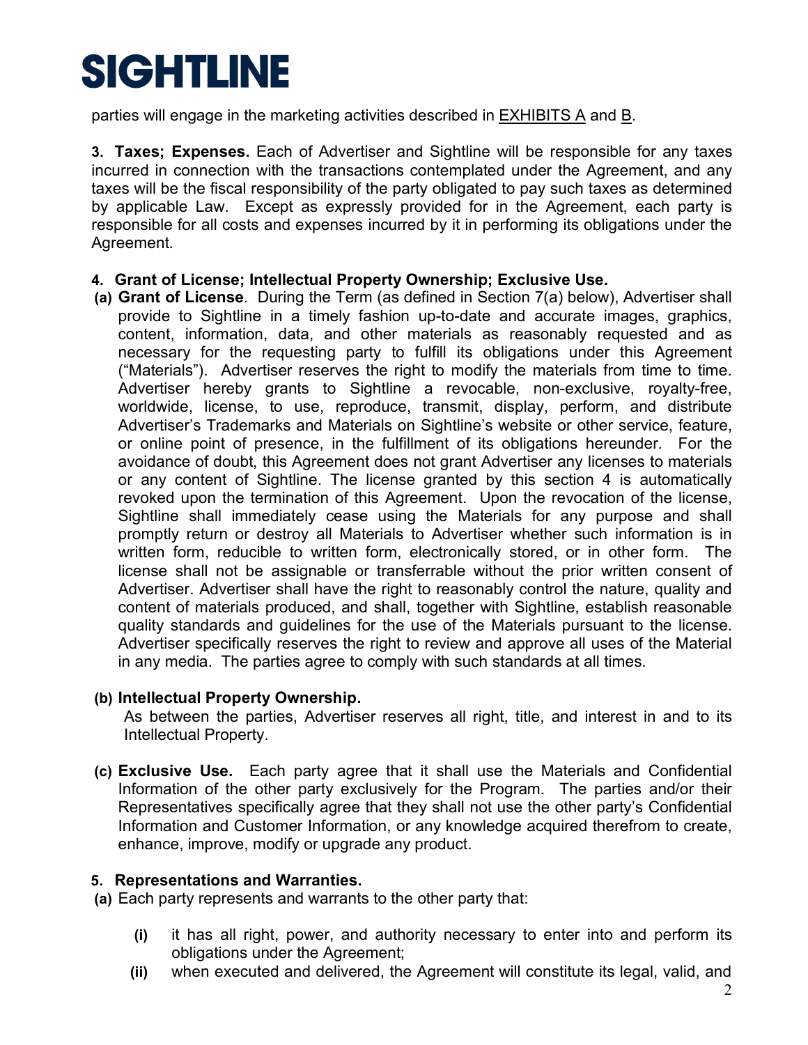parties will engage in the marketing activities described in EXHIBITS A and B.

**3. Taxes; Expenses.** Each of Advertiser and Sightline will be responsible for any taxes incurred in connection with the transactions contemplated under the Agreement, and any taxes will be the fiscal responsibility of the party obligated to pay such taxes as determined by applicable Law. Except as expressly provided for in the Agreement, each party is responsible for all costs and expenses incurred by it in performing its obligations under the Agreement.

**4. Grant of License; Intellectual Property Ownership; Exclusive Use.**

**(a) Grant of License**. During the Term (as defined in Section 7(a) below), Advertiser shall provide to Sightline in a timely fashion up-to-date and accurate images, graphics, content, information, data, and other materials as reasonably requested and as necessary for the requesting party to fulfill its obligations under this Agreement ("Materials"). Advertiser reserves the right to modify the materials from time to time. Advertiser hereby grants to Sightline a revocable, non-exclusive, royalty-free, worldwide, license, to use, reproduce, transmit, display, perform, and distribute Advertiser's Trademarks and Materials on Sightline's website or other service, feature, or online point of presence, in the fulfillment of its obligations hereunder. For the avoidance of doubt, this Agreement does not grant Advertiser any licenses to materials or any content of Sightline. The license granted by this section 4 is automatically revoked upon the termination of this Agreement. Upon the revocation of the license, Sightline shall immediately cease using the Materials for any purpose and shall promptly return or destroy all Materials to Advertiser whether such information is in written form, reducible to written form, electronically stored, or in other form. The license shall not be assignable or transferrable without the prior written consent of Advertiser. Advertiser shall have the right to reasonably control the nature, quality and content of materials produced, and shall, together with Sightline, establish reasonable quality standards and guidelines for the use of the Materials pursuant to the license. Advertiser specifically reserves the right to review and approve all uses of the Material in any media. The parties agree to comply with such standards at all times.

**(b) Intellectual Property Ownership.**
As between the parties, Advertiser reserves all right, title, and interest in and to its Intellectual Property.

**(c) Exclusive Use.** Each party agree that it shall use the Materials and Confidential Information of the other party exclusively for the Program. The parties and/or their Representatives specifically agree that they shall not use the other party's Confidential Information and Customer Information, or any knowledge acquired therefrom to create, enhance, improve, modify or upgrade any product.

**5. Representations and Warranties.**

**(a)** Each party represents and warrants to the other party that:

- **(i)** it has all right, power, and authority necessary to enter into and perform its obligations under the Agreement;
- **(ii)** when executed and delivered, the Agreement will constitute its legal, valid, and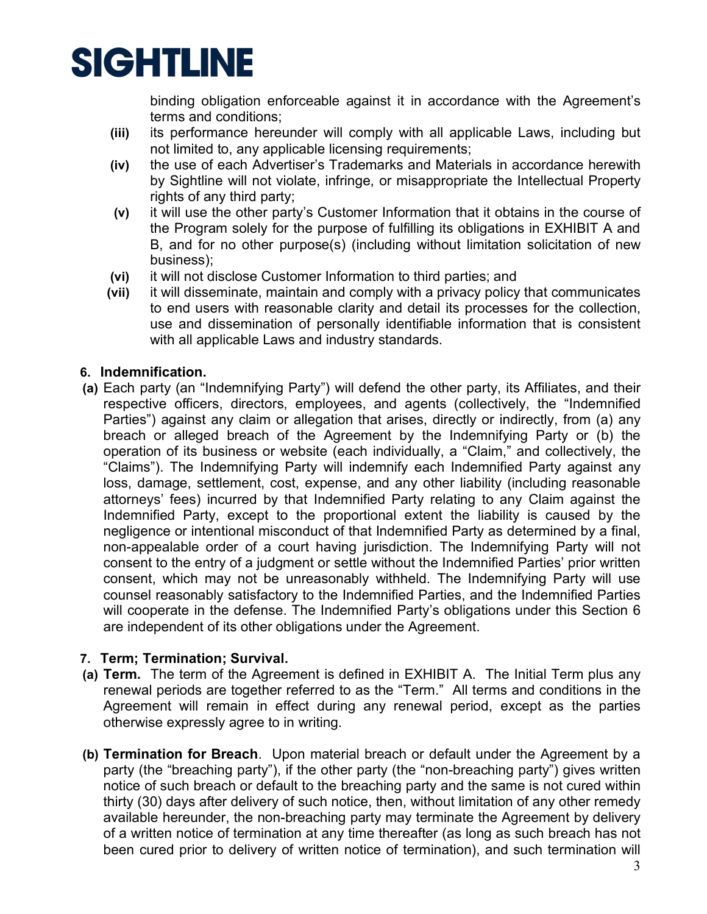binding obligation enforceable against it in accordance with the Agreement's terms and conditions;

**(iii)** its performance hereunder will comply with all applicable Laws, including but not limited to, any applicable licensing requirements;

**(iv)** the use of each Advertiser's Trademarks and Materials in accordance herewith by Sightline will not violate, infringe, or misappropriate the Intellectual Property rights of any third party;

**(v)** it will use the other party's Customer Information that it obtains in the course of the Program solely for the purpose of fulfilling its obligations in EXHIBIT A and B, and for no other purpose(s) (including without limitation solicitation of new business);

**(vi)** it will not disclose Customer Information to third parties; and

**(vii)** it will disseminate, maintain and comply with a privacy policy that communicates to end users with reasonable clarity and detail its processes for the collection, use and dissemination of personally identifiable information that is consistent with all applicable Laws and industry standards.

**6. Indemnification.**

**(a)** Each party (an "Indemnifying Party") will defend the other party, its Affiliates, and their respective officers, directors, employees, and agents (collectively, the "Indemnified Parties") against any claim or allegation that arises, directly or indirectly, from (a) any breach or alleged breach of the Agreement by the Indemnifying Party or (b) the operation of its business or website (each individually, a "Claim," and collectively, the "Claims"). The Indemnifying Party will indemnify each Indemnified Party against any loss, damage, settlement, cost, expense, and any other liability (including reasonable attorneys' fees) incurred by that Indemnified Party relating to any Claim against the Indemnified Party, except to the proportional extent the liability is caused by the negligence or intentional misconduct of that Indemnified Party as determined by a final, non-appealable order of a court having jurisdiction. The Indemnifying Party will not consent to the entry of a judgment or settle without the Indemnified Parties' prior written consent, which may not be unreasonably withheld. The Indemnifying Party will use counsel reasonably satisfactory to the Indemnified Parties, and the Indemnified Parties will cooperate in the defense. The Indemnified Party's obligations under this Section 6 are independent of its other obligations under the Agreement.

**7. Term; Termination; Survival.**

**(a) Term.** The term of the Agreement is defined in EXHIBIT A. The Initial Term plus any renewal periods are together referred to as the "Term." All terms and conditions in the Agreement will remain in effect during any renewal period, except as the parties otherwise expressly agree to in writing.

**(b) Termination for Breach**. Upon material breach or default under the Agreement by a party (the "breaching party"), if the other party (the "non-breaching party") gives written notice of such breach or default to the breaching party and the same is not cured within thirty (30) days after delivery of such notice, then, without limitation of any other remedy available hereunder, the non-breaching party may terminate the Agreement by delivery of a written notice of termination at any time thereafter (as long as such breach has not been cured prior to delivery of written notice of termination), and such termination will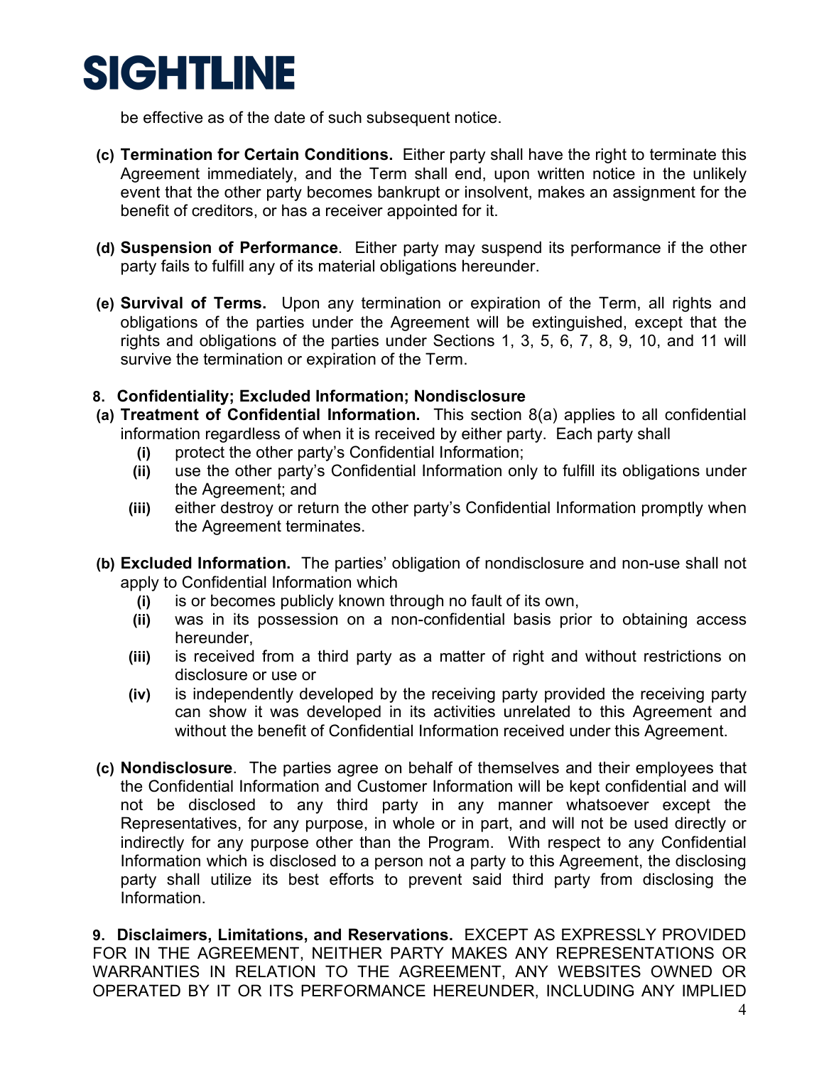be effective as of the date of such subsequent notice.

**(c) Termination for Certain Conditions.** Either party shall have the right to terminate this Agreement immediately, and the Term shall end, upon written notice in the unlikely event that the other party becomes bankrupt or insolvent, makes an assignment for the benefit of creditors, or has a receiver appointed for it.

**(d) Suspension of Performance**. Either party may suspend its performance if the other party fails to fulfill any of its material obligations hereunder.

**(e) Survival of Terms.** Upon any termination or expiration of the Term, all rights and obligations of the parties under the Agreement will be extinguished, except that the rights and obligations of the parties under Sections 1, 3, 5, 6, 7, 8, 9, 10, and 11 will survive the termination or expiration of the Term.

**8. Confidentiality; Excluded Information; Nondisclosure**

**(a) Treatment of Confidential Information.** This section 8(a) applies to all confidential information regardless of when it is received by either party. Each party shall

- **(i)** protect the other party's Confidential Information;
- **(ii)** use the other party's Confidential Information only to fulfill its obligations under the Agreement; and
- **(iii)** either destroy or return the other party's Confidential Information promptly when the Agreement terminates.

**(b) Excluded Information.** The parties' obligation of nondisclosure and non-use shall not apply to Confidential Information which

- **(i)** is or becomes publicly known through no fault of its own,
- **(ii)** was in its possession on a non-confidential basis prior to obtaining access hereunder,
- **(iii)** is received from a third party as a matter of right and without restrictions on disclosure or use or
- **(iv)** is independently developed by the receiving party provided the receiving party can show it was developed in its activities unrelated to this Agreement and without the benefit of Confidential Information received under this Agreement.

**(c) Nondisclosure**. The parties agree on behalf of themselves and their employees that the Confidential Information and Customer Information will be kept confidential and will not be disclosed to any third party in any manner whatsoever except the Representatives, for any purpose, in whole or in part, and will not be used directly or indirectly for any purpose other than the Program. With respect to any Confidential Information which is disclosed to a person not a party to this Agreement, the disclosing party shall utilize its best efforts to prevent said third party from disclosing the Information.

**9. Disclaimers, Limitations, and Reservations.** EXCEPT AS EXPRESSLY PROVIDED FOR IN THE AGREEMENT, NEITHER PARTY MAKES ANY REPRESENTATIONS OR WARRANTIES IN RELATION TO THE AGREEMENT, ANY WEBSITES OWNED OR OPERATED BY IT OR ITS PERFORMANCE HEREUNDER, INCLUDING ANY IMPLIED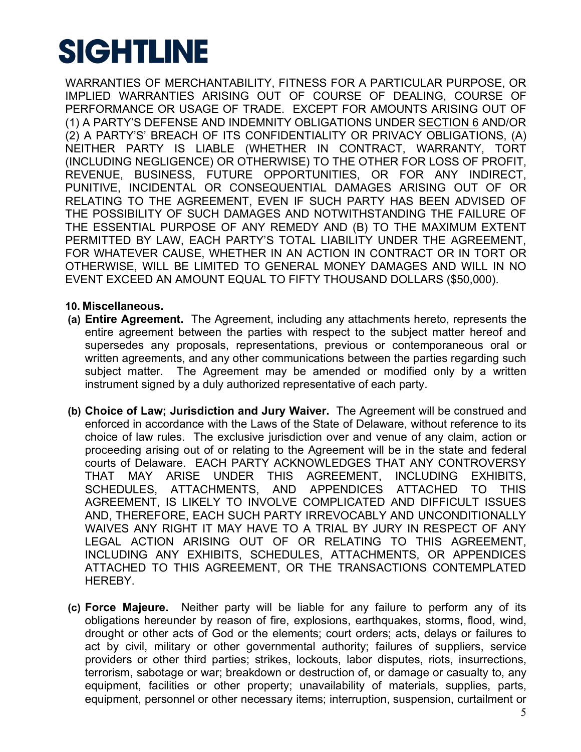WARRANTIES OF MERCHANTABILITY, FITNESS FOR A PARTICULAR PURPOSE, OR IMPLIED WARRANTIES ARISING OUT OF COURSE OF DEALING, COURSE OF PERFORMANCE OR USAGE OF TRADE. EXCEPT FOR AMOUNTS ARISING OUT OF (1) A PARTY'S DEFENSE AND INDEMNITY OBLIGATIONS UNDER SECTION 6 AND/OR (2) A PARTY'S' BREACH OF ITS CONFIDENTIALITY OR PRIVACY OBLIGATIONS, (A) NEITHER PARTY IS LIABLE (WHETHER IN CONTRACT, WARRANTY, TORT (INCLUDING NEGLIGENCE) OR OTHERWISE) TO THE OTHER FOR LOSS OF PROFIT, REVENUE, BUSINESS, FUTURE OPPORTUNITIES, OR FOR ANY INDIRECT, PUNITIVE, INCIDENTAL OR CONSEQUENTIAL DAMAGES ARISING OUT OF OR RELATING TO THE AGREEMENT, EVEN IF SUCH PARTY HAS BEEN ADVISED OF THE POSSIBILITY OF SUCH DAMAGES AND NOTWITHSTANDING THE FAILURE OF THE ESSENTIAL PURPOSE OF ANY REMEDY AND (B) TO THE MAXIMUM EXTENT PERMITTED BY LAW, EACH PARTY'S TOTAL LIABILITY UNDER THE AGREEMENT, FOR WHATEVER CAUSE, WHETHER IN AN ACTION IN CONTRACT OR IN TORT OR OTHERWISE, WILL BE LIMITED TO GENERAL MONEY DAMAGES AND WILL IN NO EVENT EXCEED AN AMOUNT EQUAL TO FIFTY THOUSAND DOLLARS ($50,000).

**10. Miscellaneous.**

**(a) Entire Agreement.** The Agreement, including any attachments hereto, represents the entire agreement between the parties with respect to the subject matter hereof and supersedes any proposals, representations, previous or contemporaneous oral or written agreements, and any other communications between the parties regarding such subject matter. The Agreement may be amended or modified only by a written instrument signed by a duly authorized representative of each party.

**(b) Choice of Law; Jurisdiction and Jury Waiver.** The Agreement will be construed and enforced in accordance with the Laws of the State of Delaware, without reference to its choice of law rules. The exclusive jurisdiction over and venue of any claim, action or proceeding arising out of or relating to the Agreement will be in the state and federal courts of Delaware. EACH PARTY ACKNOWLEDGES THAT ANY CONTROVERSY THAT MAY ARISE UNDER THIS AGREEMENT, INCLUDING EXHIBITS, SCHEDULES, ATTACHMENTS, AND APPENDICES ATTACHED TO THIS AGREEMENT, IS LIKELY TO INVOLVE COMPLICATED AND DIFFICULT ISSUES AND, THEREFORE, EACH SUCH PARTY IRREVOCABLY AND UNCONDITIONALLY WAIVES ANY RIGHT IT MAY HAVE TO A TRIAL BY JURY IN RESPECT OF ANY LEGAL ACTION ARISING OUT OF OR RELATING TO THIS AGREEMENT, INCLUDING ANY EXHIBITS, SCHEDULES, ATTACHMENTS, OR APPENDICES ATTACHED TO THIS AGREEMENT, OR THE TRANSACTIONS CONTEMPLATED HEREBY.

**(c) Force Majeure.** Neither party will be liable for any failure to perform any of its obligations hereunder by reason of fire, explosions, earthquakes, storms, flood, wind, drought or other acts of God or the elements; court orders; acts, delays or failures to act by civil, military or other governmental authority; failures of suppliers, service providers or other third parties; strikes, lockouts, labor disputes, riots, insurrections, terrorism, sabotage or war; breakdown or destruction of, or damage or casualty to, any equipment, facilities or other property; unavailability of materials, supplies, parts, equipment, personnel or other necessary items; interruption, suspension, curtailment or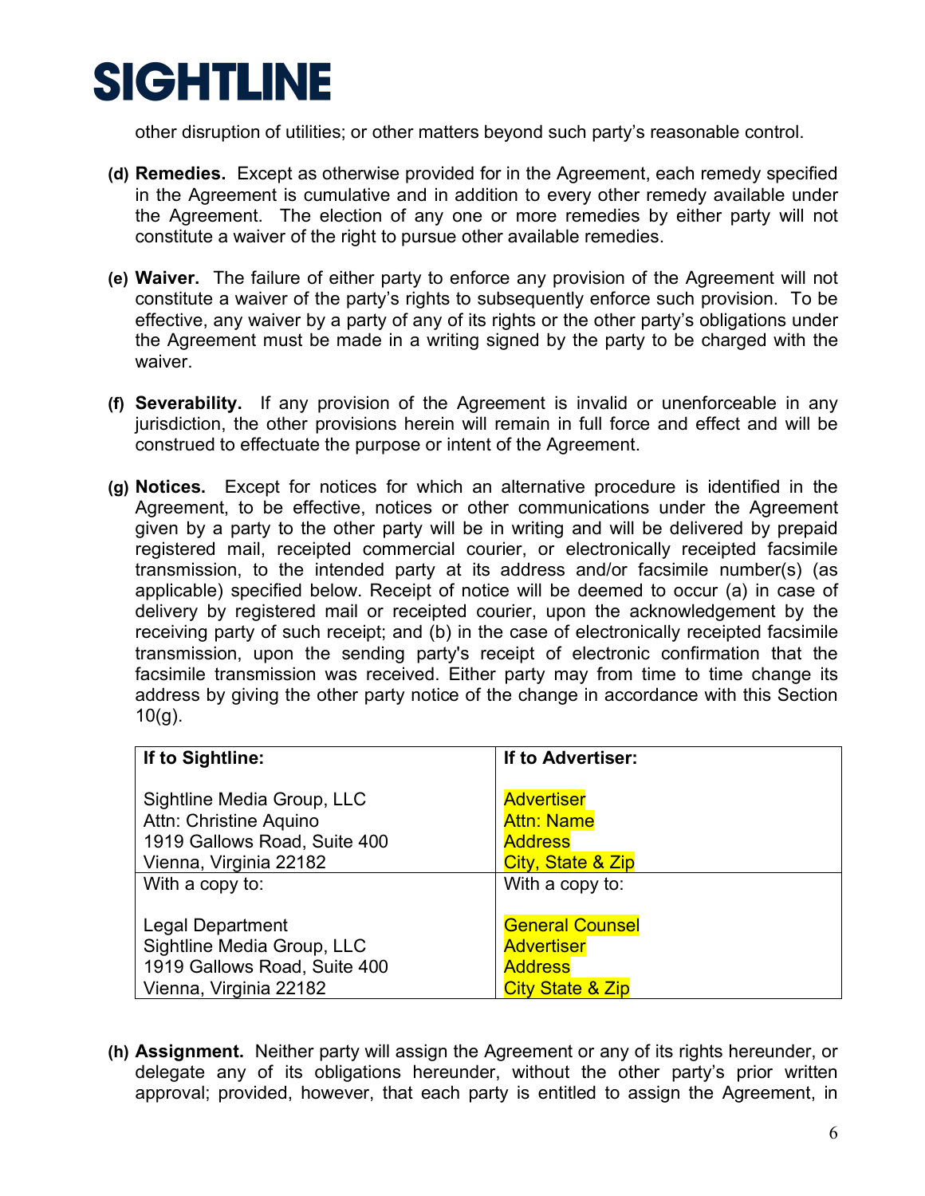other disruption of utilities; or other matters beyond such party's reasonable control.

**(d) Remedies.** Except as otherwise provided for in the Agreement, each remedy specified in the Agreement is cumulative and in addition to every other remedy available under the Agreement. The election of any one or more remedies by either party will not constitute a waiver of the right to pursue other available remedies.

**(e) Waiver.** The failure of either party to enforce any provision of the Agreement will not constitute a waiver of the party's rights to subsequently enforce such provision. To be effective, any waiver by a party of any of its rights or the other party's obligations under the Agreement must be made in a writing signed by the party to be charged with the waiver.

**(f) Severability.** If any provision of the Agreement is invalid or unenforceable in any jurisdiction, the other provisions herein will remain in full force and effect and will be construed to effectuate the purpose or intent of the Agreement.

**(g) Notices.** Except for notices for which an alternative procedure is identified in the Agreement, to be effective, notices or other communications under the Agreement given by a party to the other party will be in writing and will be delivered by prepaid registered mail, receipted commercial courier, or electronically receipted facsimile transmission, to the intended party at its address and/or facsimile number(s) (as applicable) specified below. Receipt of notice will be deemed to occur (a) in case of delivery by registered mail or receipted courier, upon the acknowledgement by the receiving party of such receipt; and (b) in the case of electronically receipted facsimile transmission, upon the sending party's receipt of electronic confirmation that the facsimile transmission was received. Either party may from time to time change its address by giving the other party notice of the change in accordance with this Section 10(g).

| **If to Sightline:** | **If to Advertiser:** |
|---|---|
| Sightline Media Group, LLC<br>Attn: Christine Aquino<br>1919 Gallows Road, Suite 400<br>Vienna, Virginia 22182 | Advertiser<br>Attn: Name<br>Address<br>City, State & Zip |
| With a copy to:<br><br>Legal Department<br>Sightline Media Group, LLC<br>1919 Gallows Road, Suite 400<br>Vienna, Virginia 22182 | With a copy to:<br><br>General Counsel<br>Advertiser<br>Address<br>City State & Zip |

**(h) Assignment.** Neither party will assign the Agreement or any of its rights hereunder, or delegate any of its obligations hereunder, without the other party's prior written approval; provided, however, that each party is entitled to assign the Agreement, in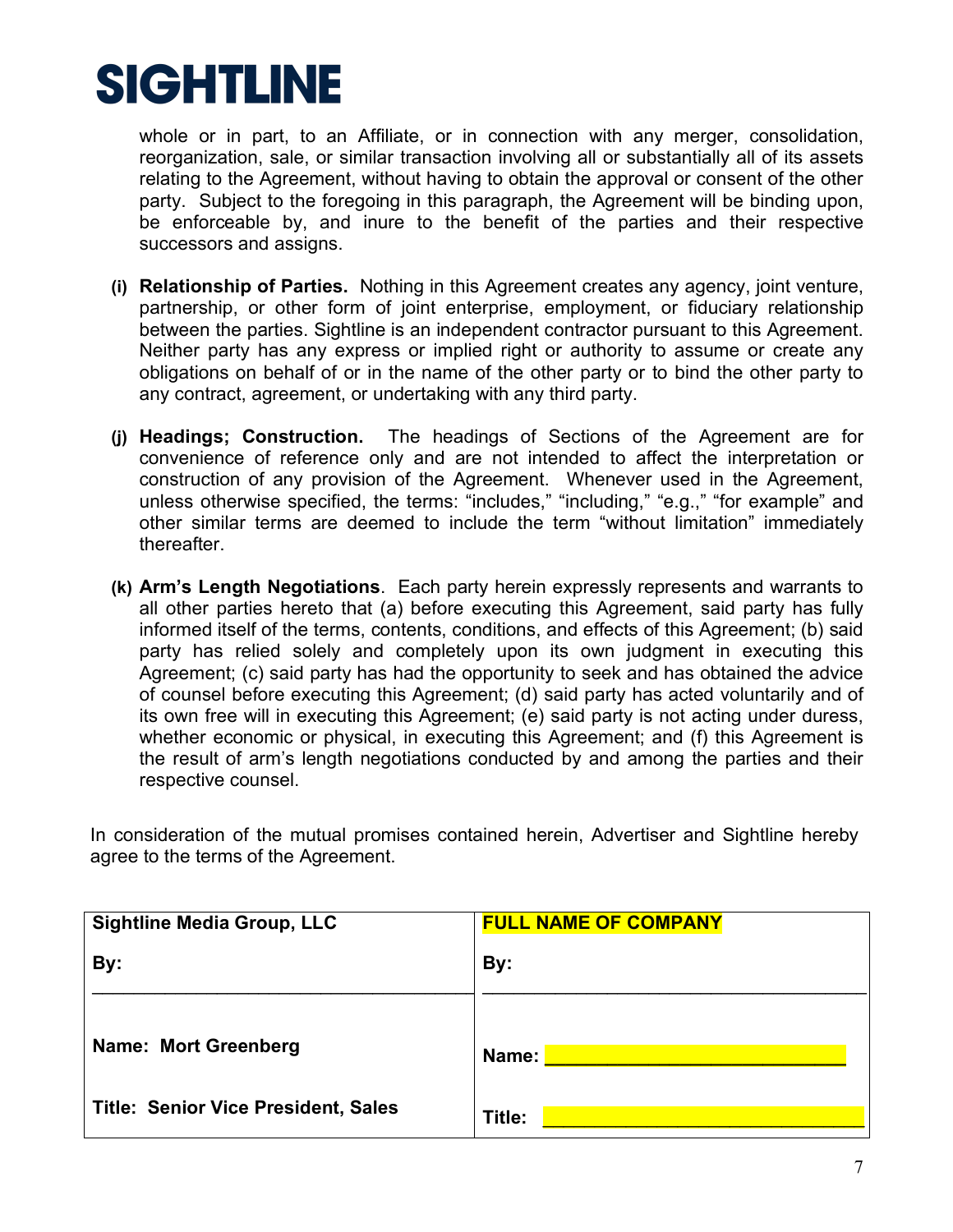whole or in part, to an Affiliate, or in connection with any merger, consolidation, reorganization, sale, or similar transaction involving all or substantially all of its assets relating to the Agreement, without having to obtain the approval or consent of the other party. Subject to the foregoing in this paragraph, the Agreement will be binding upon, be enforceable by, and inure to the benefit of the parties and their respective successors and assigns.

**(i) Relationship of Parties.** Nothing in this Agreement creates any agency, joint venture, partnership, or other form of joint enterprise, employment, or fiduciary relationship between the parties. Sightline is an independent contractor pursuant to this Agreement. Neither party has any express or implied right or authority to assume or create any obligations on behalf of or in the name of the other party or to bind the other party to any contract, agreement, or undertaking with any third party.

**(j) Headings; Construction.** The headings of Sections of the Agreement are for convenience of reference only and are not intended to affect the interpretation or construction of any provision of the Agreement. Whenever used in the Agreement, unless otherwise specified, the terms: "includes," "including," "e.g.," "for example" and other similar terms are deemed to include the term "without limitation" immediately thereafter.

**(k) Arm's Length Negotiations**. Each party herein expressly represents and warrants to all other parties hereto that (a) before executing this Agreement, said party has fully informed itself of the terms, contents, conditions, and effects of this Agreement; (b) said party has relied solely and completely upon its own judgment in executing this Agreement; (c) said party has had the opportunity to seek and has obtained the advice of counsel before executing this Agreement; (d) said party has acted voluntarily and of its own free will in executing this Agreement; (e) said party is not acting under duress, whether economic or physical, in executing this Agreement; and (f) this Agreement is the result of arm's length negotiations conducted by and among the parties and their respective counsel.

In consideration of the mutual promises contained herein, Advertiser and Sightline hereby agree to the terms of the Agreement.

| **Sightline Media Group, LLC** | **FULL NAME OF COMPANY** |
|---|---|
| **By:** ______________________________ | **By:** ______________________________ |
| **Name: Mort Greenberg** | **Name:** ______________________________ |
| **Title: Senior Vice President, Sales** | **Title:** ______________________________ |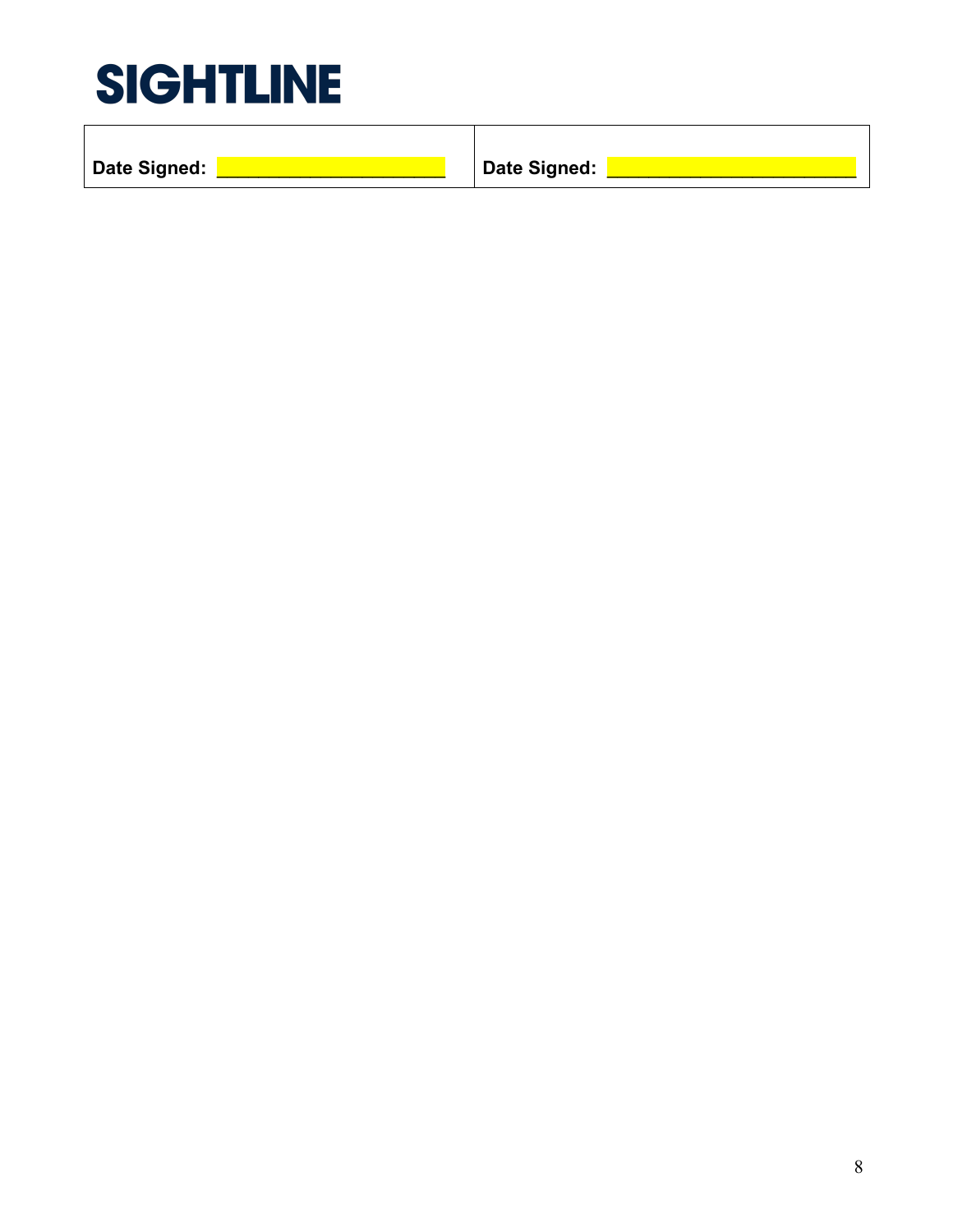SIGHTLINE

| | |
|---|---|
| **Date Signed:** ______________________ | **Date Signed:** ______________________ |